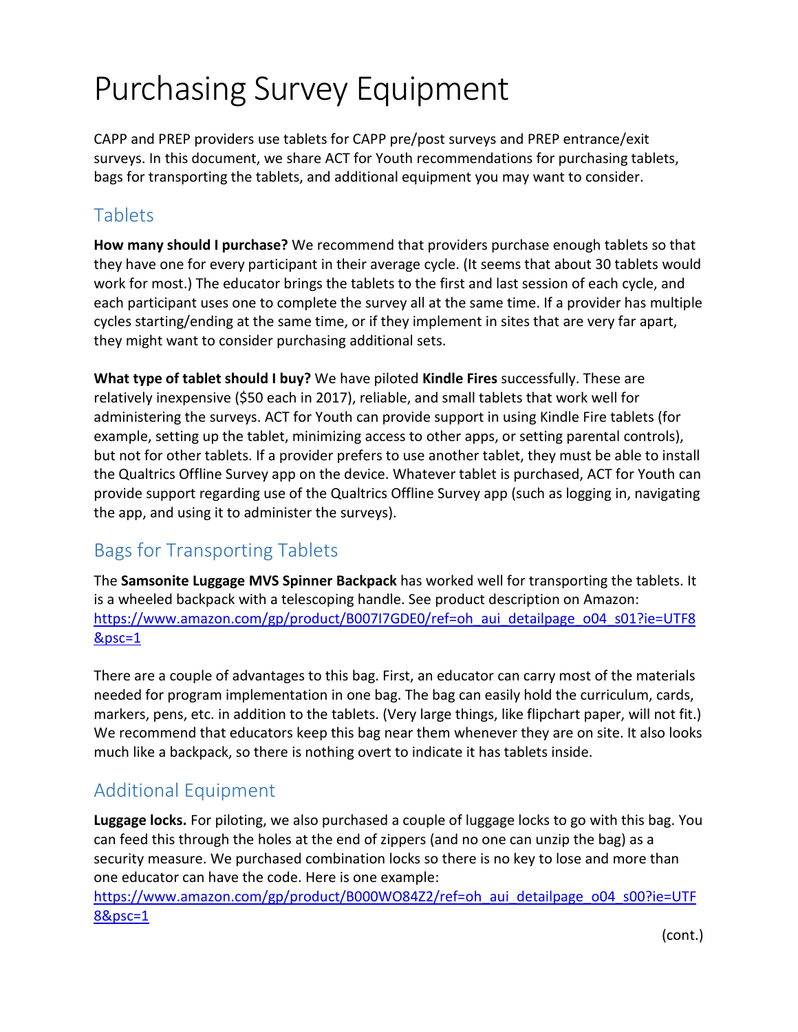# Purchasing Survey Equipment

CAPP and PREP providers use tablets for CAPP pre/post surveys and PREP entrance/exit surveys. In this document, we share ACT for Youth recommendations for purchasing tablets, bags for transporting the tablets, and additional equipment you may want to consider.

## Tablets

**How many should I purchase?** We recommend that providers purchase enough tablets so that they have one for every participant in their average cycle. (It seems that about 30 tablets would work for most.) The educator brings the tablets to the first and last session of each cycle, and each participant uses one to complete the survey all at the same time. If a provider has multiple cycles starting/ending at the same time, or if they implement in sites that are very far apart, they might want to consider purchasing additional sets.

**What type of tablet should I buy?** We have piloted **Kindle Fires** successfully. These are relatively inexpensive ($50 each in 2017), reliable, and small tablets that work well for administering the surveys. ACT for Youth can provide support in using Kindle Fire tablets (for example, setting up the tablet, minimizing access to other apps, or setting parental controls), but not for other tablets. If a provider prefers to use another tablet, they must be able to install the Qualtrics Offline Survey app on the device. Whatever tablet is purchased, ACT for Youth can provide support regarding use of the Qualtrics Offline Survey app (such as logging in, navigating the app, and using it to administer the surveys).

## Bags for Transporting Tablets

The **Samsonite Luggage MVS Spinner Backpack** has worked well for transporting the tablets. It is a wheeled backpack with a telescoping handle. See product description on Amazon: https://www.amazon.com/gp/product/B007I7GDE0/ref=oh_aui_detailpage_o04_s01?ie=UTF8&psc=1

There are a couple of advantages to this bag. First, an educator can carry most of the materials needed for program implementation in one bag. The bag can easily hold the curriculum, cards, markers, pens, etc. in addition to the tablets. (Very large things, like flipchart paper, will not fit.) We recommend that educators keep this bag near them whenever they are on site. It also looks much like a backpack, so there is nothing overt to indicate it has tablets inside.

## Additional Equipment

**Luggage locks.** For piloting, we also purchased a couple of luggage locks to go with this bag. You can feed this through the holes at the end of zippers (and no one can unzip the bag) as a security measure. We purchased combination locks so there is no key to lose and more than one educator can have the code. Here is one example: https://www.amazon.com/gp/product/B000WO84Z2/ref=oh_aui_detailpage_o04_s00?ie=UTF8&psc=1

(cont.)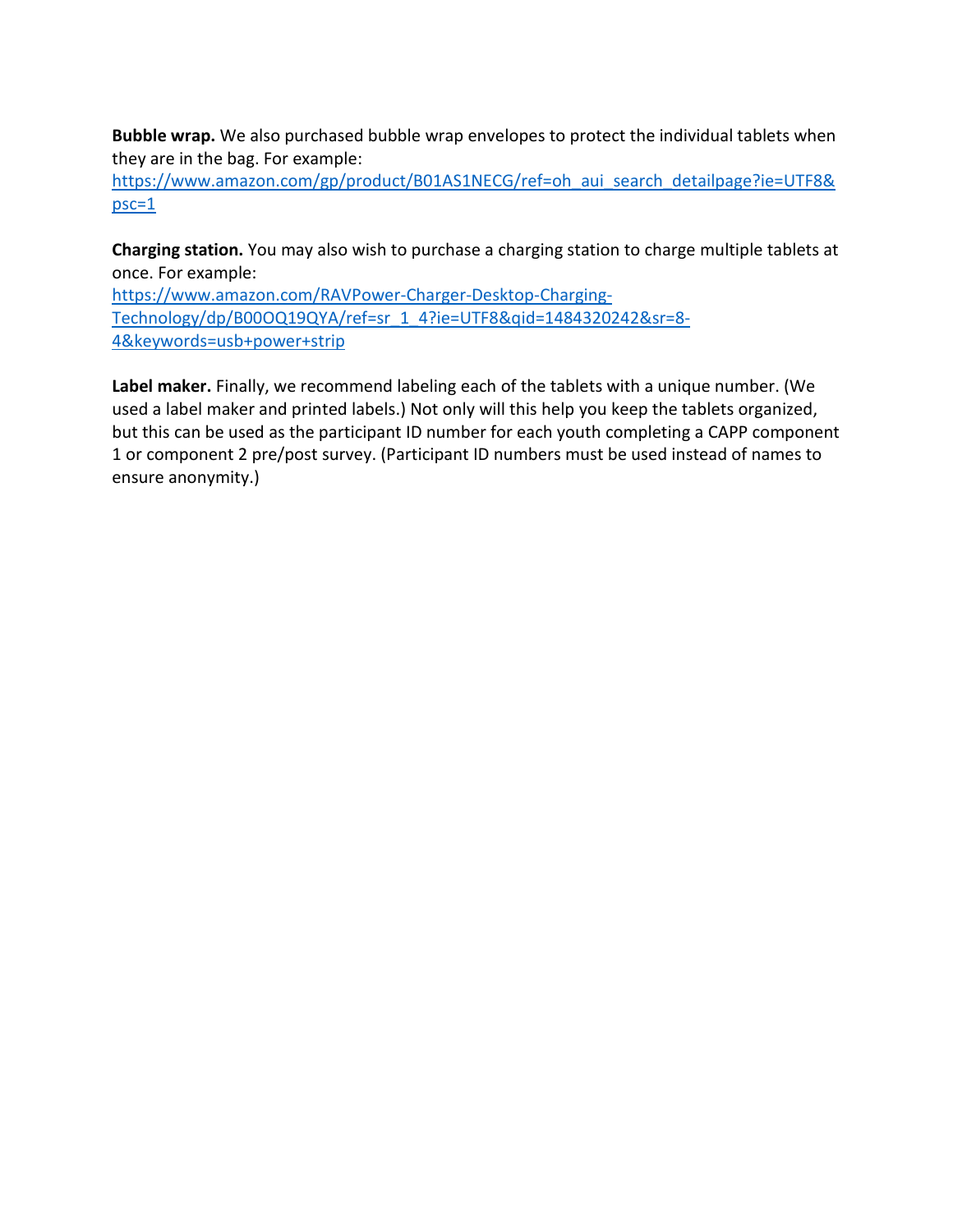**Bubble wrap.** We also purchased bubble wrap envelopes to protect the individual tablets when they are in the bag. For example: https://www.amazon.com/gp/product/B01AS1NECG/ref=oh_aui_search_detailpage?ie=UTF8&psc=1

**Charging station.** You may also wish to purchase a charging station to charge multiple tablets at once. For example: https://www.amazon.com/RAVPower-Charger-Desktop-Charging-Technology/dp/B00OQ19QYA/ref=sr_1_4?ie=UTF8&qid=1484320242&sr=8-4&keywords=usb+power+strip

**Label maker.** Finally, we recommend labeling each of the tablets with a unique number. (We used a label maker and printed labels.) Not only will this help you keep the tablets organized, but this can be used as the participant ID number for each youth completing a CAPP component 1 or component 2 pre/post survey. (Participant ID numbers must be used instead of names to ensure anonymity.)